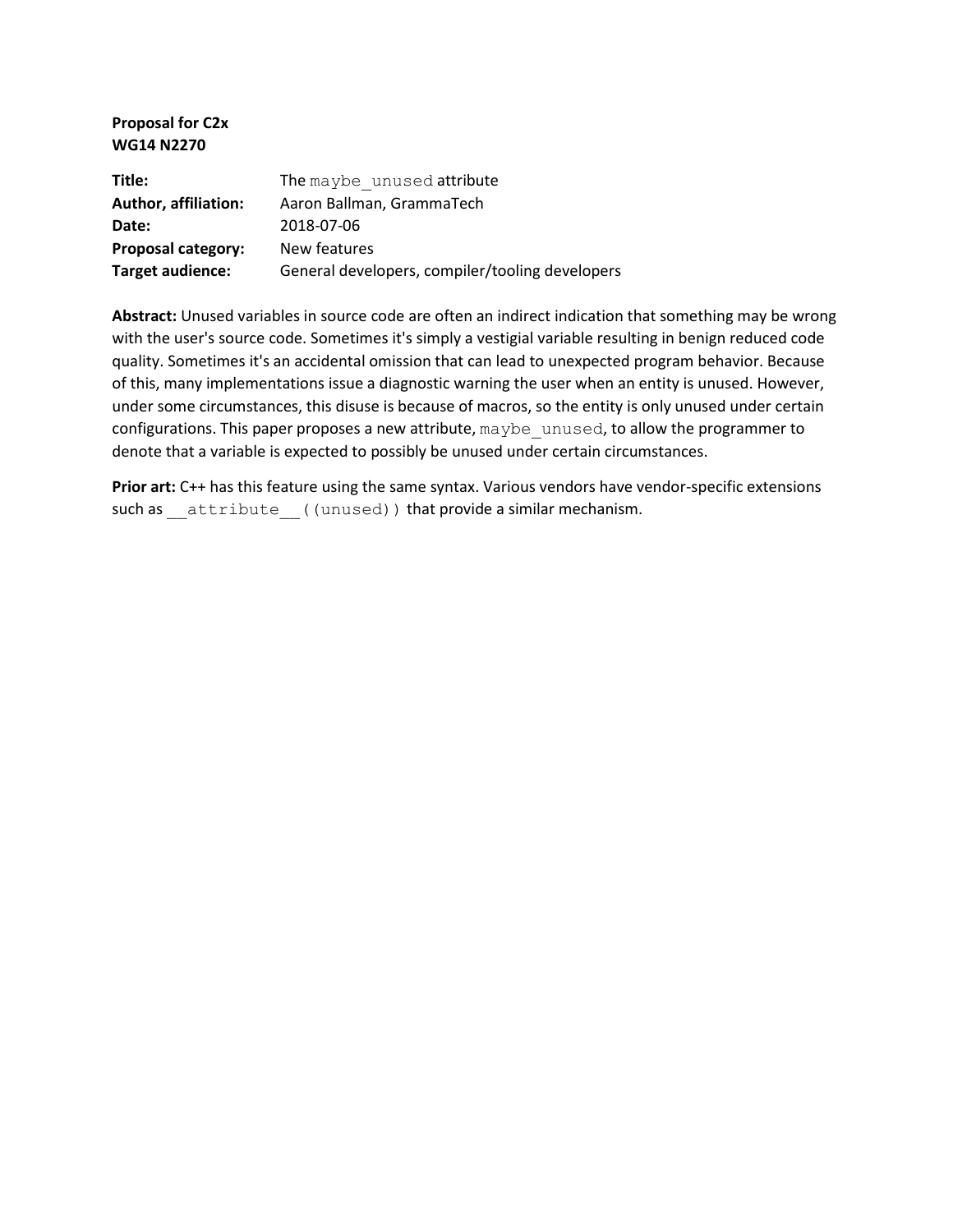**Proposal for C2x**
**WG14 N2270**

| | |
|---|---|
| **Title:** | The `maybe_unused` attribute |
| **Author, affiliation:** | Aaron Ballman, GrammaTech |
| **Date:** | 2018-07-06 |
| **Proposal category:** | New features |
| **Target audience:** | General developers, compiler/tooling developers |

**Abstract:** Unused variables in source code are often an indirect indication that something may be wrong with the user's source code. Sometimes it's simply a vestigial variable resulting in benign reduced code quality. Sometimes it's an accidental omission that can lead to unexpected program behavior. Because of this, many implementations issue a diagnostic warning the user when an entity is unused. However, under some circumstances, this disuse is because of macros, so the entity is only unused under certain configurations. This paper proposes a new attribute, `maybe_unused`, to allow the programmer to denote that a variable is expected to possibly be unused under certain circumstances.

**Prior art:** C++ has this feature using the same syntax. Various vendors have vendor-specific extensions such as `__attribute__((unused))` that provide a similar mechanism.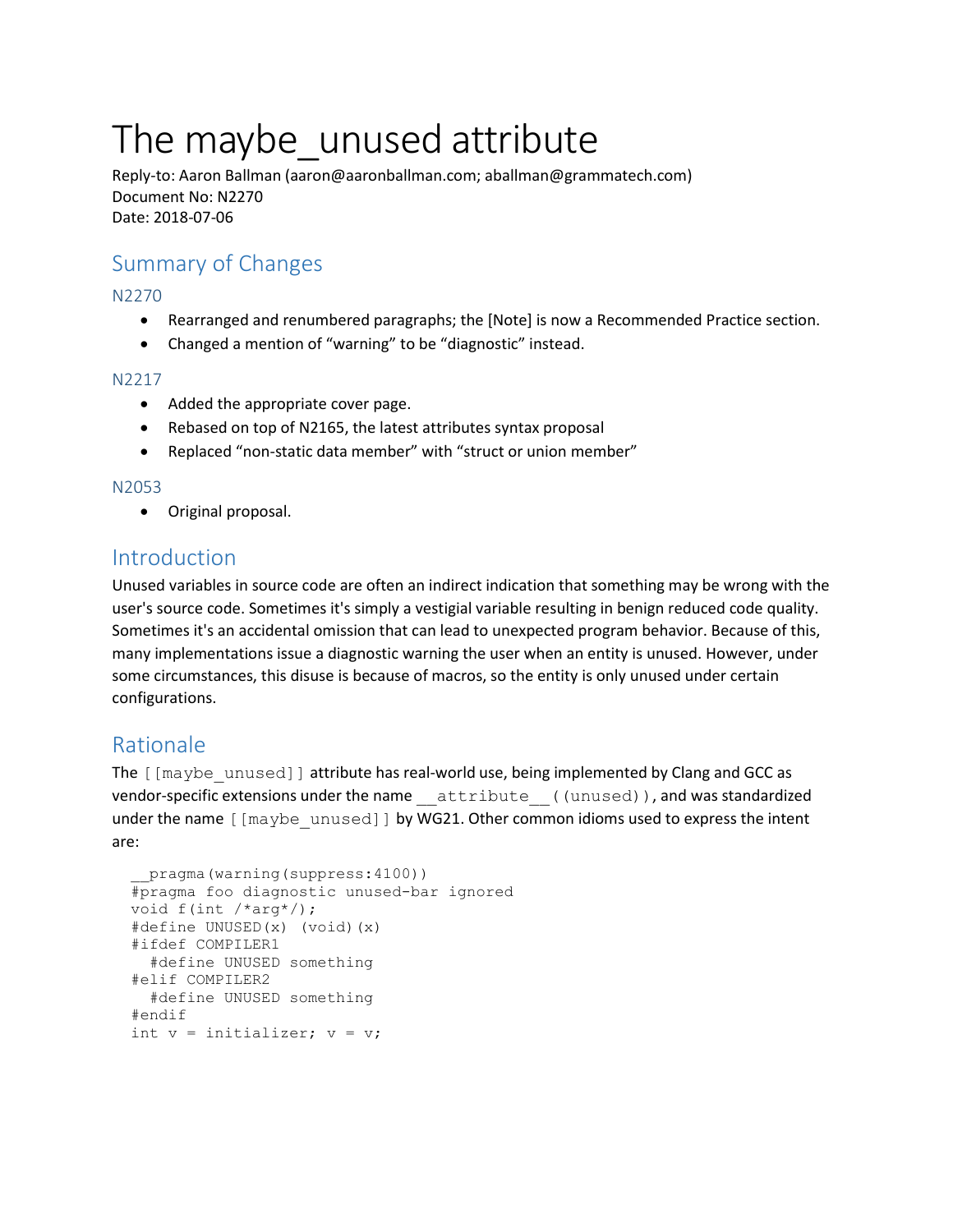# The maybe_unused attribute

Reply-to: Aaron Ballman (aaron@aaronballman.com; aballman@grammatech.com)
Document No: N2270
Date: 2018-07-06

## Summary of Changes

### N2270

- Rearranged and renumbered paragraphs; the [Note] is now a Recommended Practice section.
- Changed a mention of "warning" to be "diagnostic" instead.

### N2217

- Added the appropriate cover page.
- Rebased on top of N2165, the latest attributes syntax proposal
- Replaced "non-static data member" with "struct or union member"

### N2053

- Original proposal.

## Introduction

Unused variables in source code are often an indirect indication that something may be wrong with the user's source code. Sometimes it's simply a vestigial variable resulting in benign reduced code quality. Sometimes it's an accidental omission that can lead to unexpected program behavior. Because of this, many implementations issue a diagnostic warning the user when an entity is unused. However, under some circumstances, this disuse is because of macros, so the entity is only unused under certain configurations.

## Rationale

The `[[maybe_unused]]` attribute has real-world use, being implemented by Clang and GCC as vendor-specific extensions under the name `__attribute__((unused))`, and was standardized under the name `[[maybe_unused]]` by WG21. Other common idioms used to express the intent are:

```
__pragma(warning(suppress:4100))
#pragma foo diagnostic unused-bar ignored
void f(int /*arg*/);
#define UNUSED(x) (void)(x)
#ifdef COMPILER1
  #define UNUSED something
#elif COMPILER2
  #define UNUSED something
#endif
int v = initializer; v = v;
```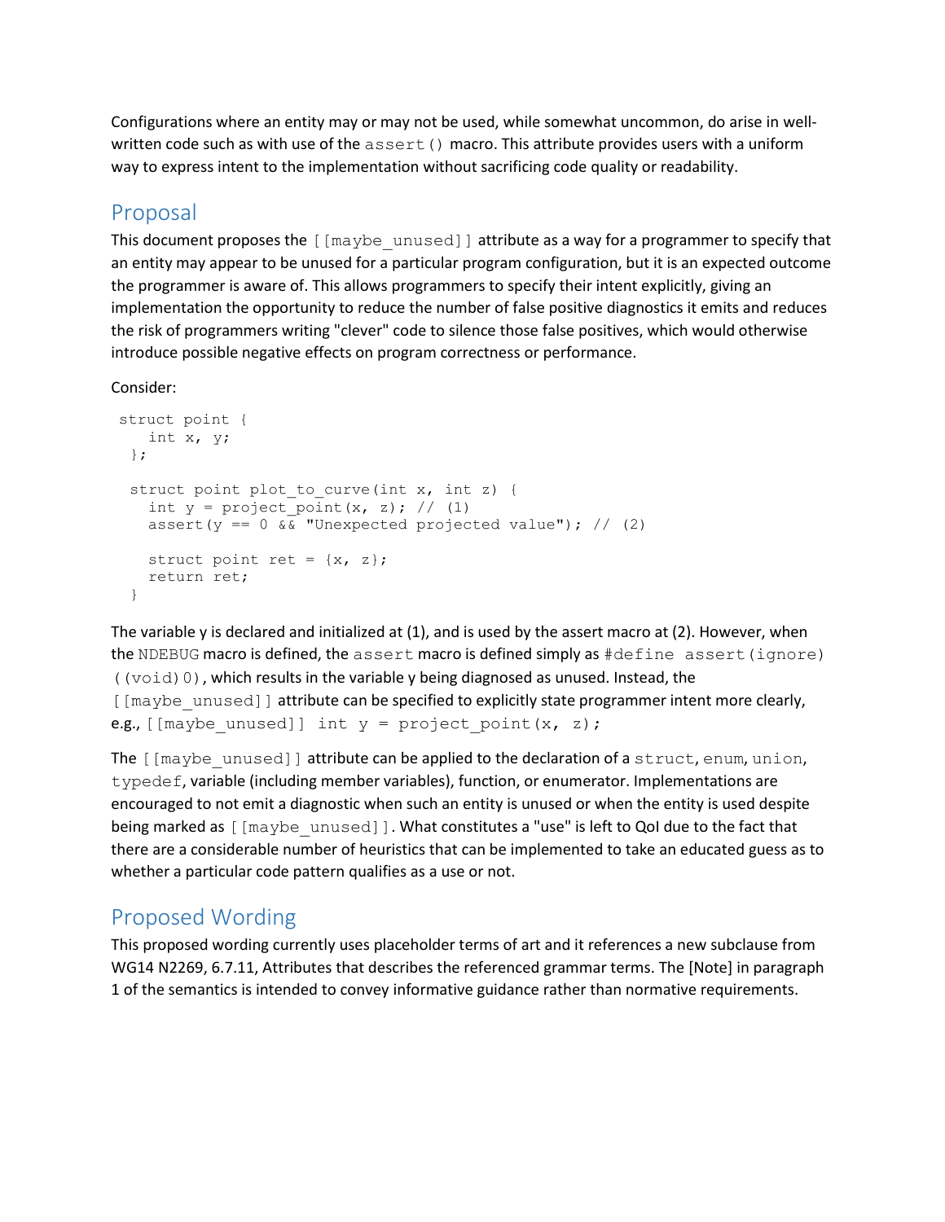Configurations where an entity may or may not be used, while somewhat uncommon, do arise in well-written code such as with use of the `assert()` macro. This attribute provides users with a uniform way to express intent to the implementation without sacrificing code quality or readability.

## Proposal

This document proposes the `[[maybe_unused]]` attribute as a way for a programmer to specify that an entity may appear to be unused for a particular program configuration, but it is an expected outcome the programmer is aware of. This allows programmers to specify their intent explicitly, giving an implementation the opportunity to reduce the number of false positive diagnostics it emits and reduces the risk of programmers writing "clever" code to silence those false positives, which would otherwise introduce possible negative effects on program correctness or performance.

Consider:

```
struct point {
    int x, y;
  };

  struct point plot_to_curve(int x, int z) {
    int y = project_point(x, z); // (1)
    assert(y == 0 && "Unexpected projected value"); // (2)

    struct point ret = {x, z};
    return ret;
  }
```

The variable y is declared and initialized at (1), and is used by the assert macro at (2). However, when the `NDEBUG` macro is defined, the `assert` macro is defined simply as `#define assert(ignore) ((void)0)`, which results in the variable y being diagnosed as unused. Instead, the `[[maybe_unused]]` attribute can be specified to explicitly state programmer intent more clearly, e.g., `[[maybe_unused]] int y = project_point(x, z);`

The `[[maybe_unused]]` attribute can be applied to the declaration of a `struct`, `enum`, `union`, `typedef`, variable (including member variables), function, or enumerator. Implementations are encouraged to not emit a diagnostic when such an entity is unused or when the entity is used despite being marked as `[[maybe_unused]]`. What constitutes a "use" is left to QoI due to the fact that there are a considerable number of heuristics that can be implemented to take an educated guess as to whether a particular code pattern qualifies as a use or not.

## Proposed Wording

This proposed wording currently uses placeholder terms of art and it references a new subclause from WG14 N2269, 6.7.11, Attributes that describes the referenced grammar terms. The [Note] in paragraph 1 of the semantics is intended to convey informative guidance rather than normative requirements.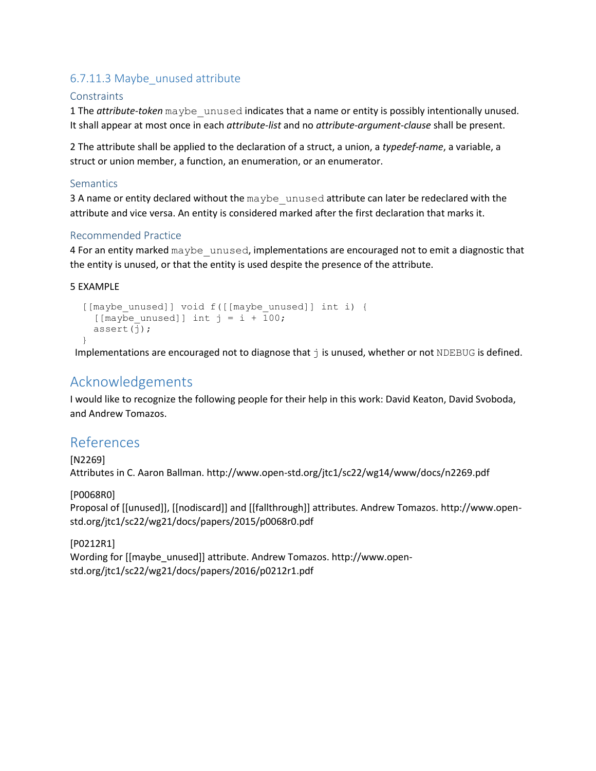### 6.7.11.3 Maybe_unused attribute

#### Constraints

1 The *attribute-token* `maybe_unused` indicates that a name or entity is possibly intentionally unused. It shall appear at most once in each *attribute-list* and no *attribute-argument-clause* shall be present.

2 The attribute shall be applied to the declaration of a struct, a union, a *typedef-name*, a variable, a struct or union member, a function, an enumeration, or an enumerator.

#### Semantics

3 A name or entity declared without the `maybe_unused` attribute can later be redeclared with the attribute and vice versa. An entity is considered marked after the first declaration that marks it.

#### Recommended Practice

4 For an entity marked `maybe_unused`, implementations are encouraged not to emit a diagnostic that the entity is unused, or that the entity is used despite the presence of the attribute.

5 EXAMPLE

```
[[maybe_unused]] void f([[maybe_unused]] int i) {
  [[maybe_unused]] int j = i + 100;
  assert(j);
}
```

Implementations are encouraged not to diagnose that `j` is unused, whether or not `NDEBUG` is defined.

## Acknowledgements

I would like to recognize the following people for their help in this work: David Keaton, David Svoboda, and Andrew Tomazos.

## References

[N2269]
Attributes in C. Aaron Ballman. http://www.open-std.org/jtc1/sc22/wg14/www/docs/n2269.pdf

[P0068R0]
Proposal of [[unused]], [[nodiscard]] and [[fallthrough]] attributes. Andrew Tomazos. http://www.open-std.org/jtc1/sc22/wg21/docs/papers/2015/p0068r0.pdf

[P0212R1]
Wording for [[maybe_unused]] attribute. Andrew Tomazos. http://www.open-std.org/jtc1/sc22/wg21/docs/papers/2016/p0212r1.pdf